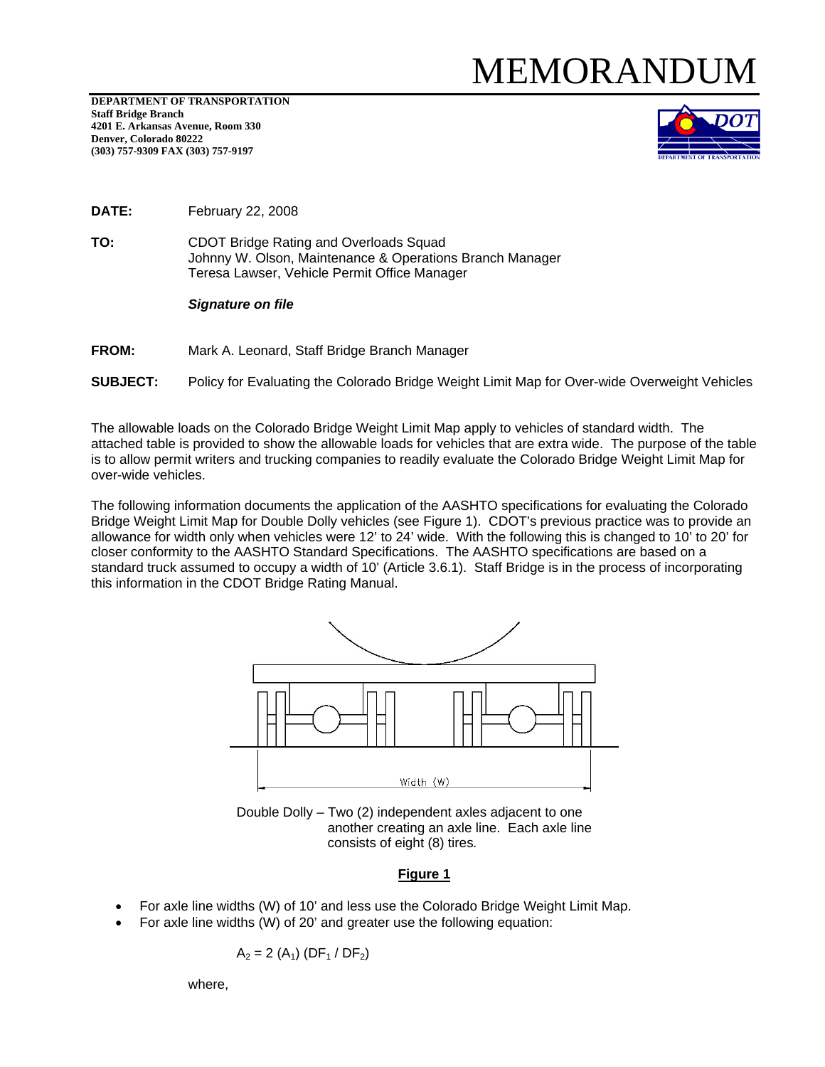# MEMORANDUM

**DEPARTMENT OF TRANSPORTATION**
**Staff Bridge Branch**
**4201 E. Arkansas Avenue, Room 330**
**Denver, Colorado 80222**
**(303) 757-9309 FAX (303) 757-9197**

**DATE:** February 22, 2008

**TO:** CDOT Bridge Rating and Overloads Squad
Johnny W. Olson, Maintenance & Operations Branch Manager
Teresa Lawser, Vehicle Permit Office Manager

***Signature on file***

**FROM:** Mark A. Leonard, Staff Bridge Branch Manager

**SUBJECT:** Policy for Evaluating the Colorado Bridge Weight Limit Map for Over-wide Overweight Vehicles

The allowable loads on the Colorado Bridge Weight Limit Map apply to vehicles of standard width. The attached table is provided to show the allowable loads for vehicles that are extra wide. The purpose of the table is to allow permit writers and trucking companies to readily evaluate the Colorado Bridge Weight Limit Map for over-wide vehicles.

The following information documents the application of the AASHTO specifications for evaluating the Colorado Bridge Weight Limit Map for Double Dolly vehicles (see Figure 1). CDOT's previous practice was to provide an allowance for width only when vehicles were 12' to 24' wide. With the following this is changed to 10' to 20' for closer conformity to the AASHTO Standard Specifications. The AASHTO specifications are based on a standard truck assumed to occupy a width of 10' (Article 3.6.1). Staff Bridge is in the process of incorporating this information in the CDOT Bridge Rating Manual.

Width (W)

Double Dolly – Two (2) independent axles adjacent to one another creating an axle line. Each axle line consists of eight (8) tires.

**Figure 1**

- For axle line widths (W) of 10' and less use the Colorado Bridge Weight Limit Map.
- For axle line widths (W) of 20' and greater use the following equation:

$$A_2 = 2\ (A_1)\ (DF_1 / DF_2)$$

where,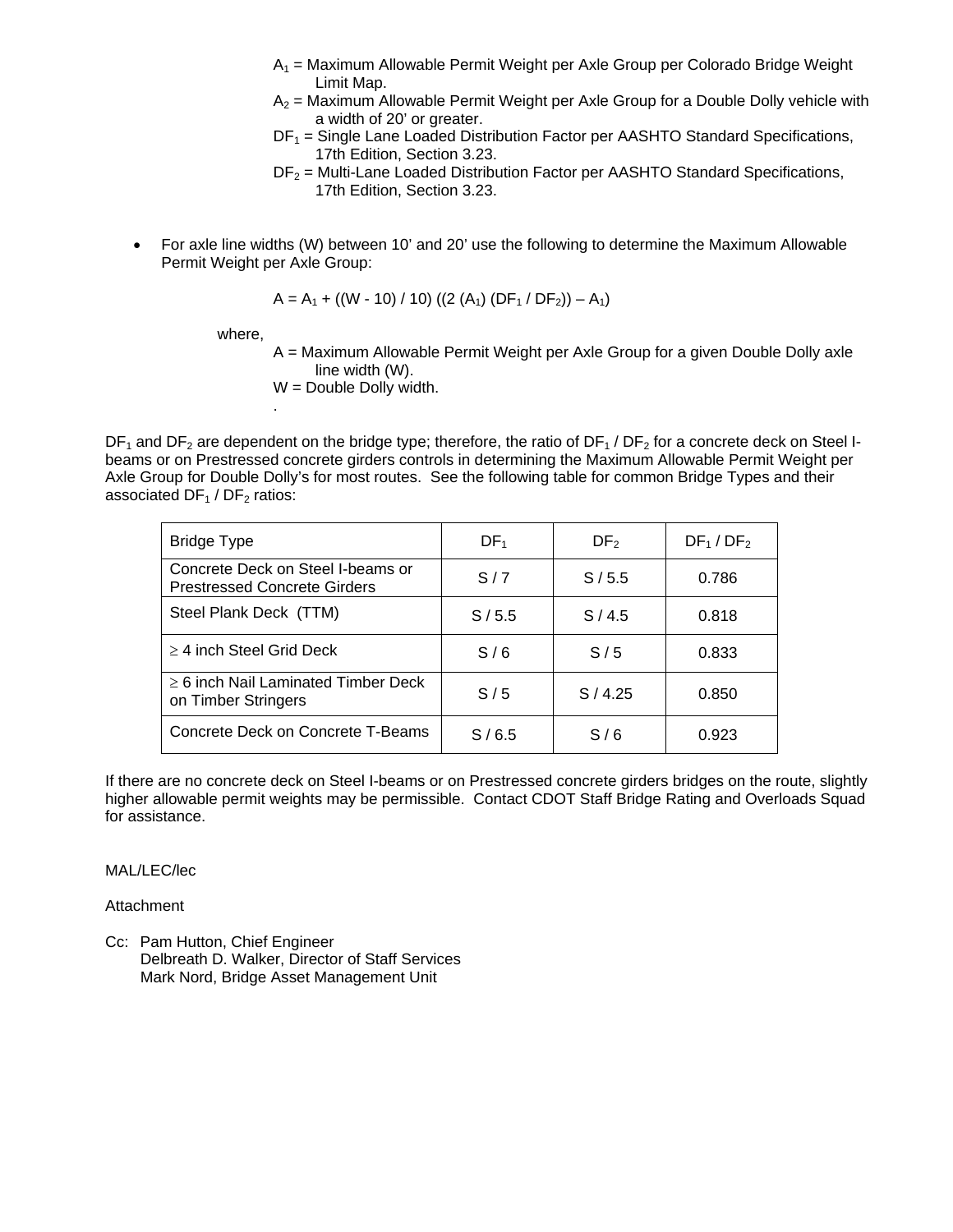$A_1$ = Maximum Allowable Permit Weight per Axle Group per Colorado Bridge Weight Limit Map.

$A_2$ = Maximum Allowable Permit Weight per Axle Group for a Double Dolly vehicle with a width of 20' or greater.

$DF_1$ = Single Lane Loaded Distribution Factor per AASHTO Standard Specifications, 17th Edition, Section 3.23.

$DF_2$ = Multi-Lane Loaded Distribution Factor per AASHTO Standard Specifications, 17th Edition, Section 3.23.

- For axle line widths (W) between 10' and 20' use the following to determine the Maximum Allowable Permit Weight per Axle Group:

$$A = A_1 + ((W - 10) / 10) ((2 (A_1) (DF_1 / DF_2)) - A_1)$$

where,

A = Maximum Allowable Permit Weight per Axle Group for a given Double Dolly axle line width (W).

W = Double Dolly width.

.

$DF_1$ and $DF_2$ are dependent on the bridge type; therefore, the ratio of $DF_1 / DF_2$ for a concrete deck on Steel I-beams or on Prestressed concrete girders controls in determining the Maximum Allowable Permit Weight per Axle Group for Double Dolly's for most routes. See the following table for common Bridge Types and their associated $DF_1 / DF_2$ ratios:

| Bridge Type | $DF_1$ | $DF_2$ | $DF_1 / DF_2$ |
|---|---|---|---|
| Concrete Deck on Steel I-beams or Prestressed Concrete Girders | S / 7 | S / 5.5 | 0.786 |
| Steel Plank Deck (TTM) | S / 5.5 | S / 4.5 | 0.818 |
| ≥ 4 inch Steel Grid Deck | S / 6 | S / 5 | 0.833 |
| ≥ 6 inch Nail Laminated Timber Deck on Timber Stringers | S / 5 | S / 4.25 | 0.850 |
| Concrete Deck on Concrete T-Beams | S / 6.5 | S / 6 | 0.923 |

If there are no concrete deck on Steel I-beams or on Prestressed concrete girders bridges on the route, slightly higher allowable permit weights may be permissible. Contact CDOT Staff Bridge Rating and Overloads Squad for assistance.

MAL/LEC/lec

Attachment

Cc: Pam Hutton, Chief Engineer
Delbreath D. Walker, Director of Staff Services
Mark Nord, Bridge Asset Management Unit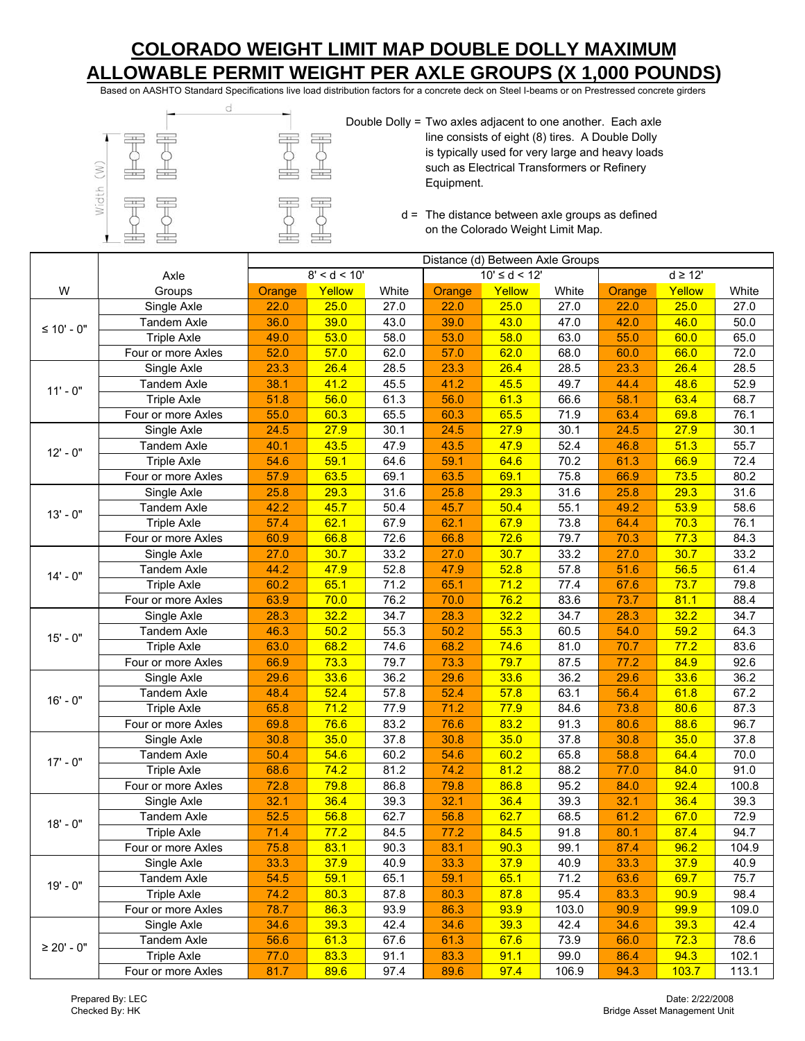# COLORADO WEIGHT LIMIT MAP DOUBLE DOLLY MAXIMUM ALLOWABLE PERMIT WEIGHT PER AXLE GROUPS (X 1,000 POUNDS)

Based on AASHTO Standard Specifications live load distribution factors for a concrete deck on Steel I-beams or on Prestressed concrete girders

d

Width (W)

Double Dolly = Two axles adjacent to one another. Each axle line consists of eight (8) tires. A Double Dolly is typically used for very large and heavy loads such as Electrical Transformers or Refinery Equipment.

d = The distance between axle groups as defined on the Colorado Weight Limit Map.

| W | Axle Groups | Distance (d) Between Axle Groups | | | | | | | | |
|---|---|---|---|---|---|---|---|---|---|---|
| | | 8' < d < 10' | | | 10' ≤ d < 12' | | | d ≥ 12' | | |
| | | Orange | Yellow | White | Orange | Yellow | White | Orange | Yellow | White |
| ≤ 10' - 0" | Single Axle | 22.0 | 25.0 | 27.0 | 22.0 | 25.0 | 27.0 | 22.0 | 25.0 | 27.0 |
| | Tandem Axle | 36.0 | 39.0 | 43.0 | 39.0 | 43.0 | 47.0 | 42.0 | 46.0 | 50.0 |
| | Triple Axle | 49.0 | 53.0 | 58.0 | 53.0 | 58.0 | 63.0 | 55.0 | 60.0 | 65.0 |
| | Four or more Axles | 52.0 | 57.0 | 62.0 | 57.0 | 62.0 | 68.0 | 60.0 | 66.0 | 72.0 |
| 11' - 0" | Single Axle | 23.3 | 26.4 | 28.5 | 23.3 | 26.4 | 28.5 | 23.3 | 26.4 | 28.5 |
| | Tandem Axle | 38.1 | 41.2 | 45.5 | 41.2 | 45.5 | 49.7 | 44.4 | 48.6 | 52.9 |
| | Triple Axle | 51.8 | 56.0 | 61.3 | 56.0 | 61.3 | 66.6 | 58.1 | 63.4 | 68.7 |
| | Four or more Axles | 55.0 | 60.3 | 65.5 | 60.3 | 65.5 | 71.9 | 63.4 | 69.8 | 76.1 |
| 12' - 0" | Single Axle | 24.5 | 27.9 | 30.1 | 24.5 | 27.9 | 30.1 | 24.5 | 27.9 | 30.1 |
| | Tandem Axle | 40.1 | 43.5 | 47.9 | 43.5 | 47.9 | 52.4 | 46.8 | 51.3 | 55.7 |
| | Triple Axle | 54.6 | 59.1 | 64.6 | 59.1 | 64.6 | 70.2 | 61.3 | 66.9 | 72.4 |
| | Four or more Axles | 57.9 | 63.5 | 69.1 | 63.5 | 69.1 | 75.8 | 66.9 | 73.5 | 80.2 |
| 13' - 0" | Single Axle | 25.8 | 29.3 | 31.6 | 25.8 | 29.3 | 31.6 | 25.8 | 29.3 | 31.6 |
| | Tandem Axle | 42.2 | 45.7 | 50.4 | 45.7 | 50.4 | 55.1 | 49.2 | 53.9 | 58.6 |
| | Triple Axle | 57.4 | 62.1 | 67.9 | 62.1 | 67.9 | 73.8 | 64.4 | 70.3 | 76.1 |
| | Four or more Axles | 60.9 | 66.8 | 72.6 | 66.8 | 72.6 | 79.7 | 70.3 | 77.3 | 84.3 |
| 14' - 0" | Single Axle | 27.0 | 30.7 | 33.2 | 27.0 | 30.7 | 33.2 | 27.0 | 30.7 | 33.2 |
| | Tandem Axle | 44.2 | 47.9 | 52.8 | 47.9 | 52.8 | 57.8 | 51.6 | 56.5 | 61.4 |
| | Triple Axle | 60.2 | 65.1 | 71.2 | 65.1 | 71.2 | 77.4 | 67.6 | 73.7 | 79.8 |
| | Four or more Axles | 63.9 | 70.0 | 76.2 | 70.0 | 76.2 | 83.6 | 73.7 | 81.1 | 88.4 |
| 15' - 0" | Single Axle | 28.3 | 32.2 | 34.7 | 28.3 | 32.2 | 34.7 | 28.3 | 32.2 | 34.7 |
| | Tandem Axle | 46.3 | 50.2 | 55.3 | 50.2 | 55.3 | 60.5 | 54.0 | 59.2 | 64.3 |
| | Triple Axle | 63.0 | 68.2 | 74.6 | 68.2 | 74.6 | 81.0 | 70.7 | 77.2 | 83.6 |
| | Four or more Axles | 66.9 | 73.3 | 79.7 | 73.3 | 79.7 | 87.5 | 77.2 | 84.9 | 92.6 |
| 16' - 0" | Single Axle | 29.6 | 33.6 | 36.2 | 29.6 | 33.6 | 36.2 | 29.6 | 33.6 | 36.2 |
| | Tandem Axle | 48.4 | 52.4 | 57.8 | 52.4 | 57.8 | 63.1 | 56.4 | 61.8 | 67.2 |
| | Triple Axle | 65.8 | 71.2 | 77.9 | 71.2 | 77.9 | 84.6 | 73.8 | 80.6 | 87.3 |
| | Four or more Axles | 69.8 | 76.6 | 83.2 | 76.6 | 83.2 | 91.3 | 80.6 | 88.6 | 96.7 |
| 17' - 0" | Single Axle | 30.8 | 35.0 | 37.8 | 30.8 | 35.0 | 37.8 | 30.8 | 35.0 | 37.8 |
| | Tandem Axle | 50.4 | 54.6 | 60.2 | 54.6 | 60.2 | 65.8 | 58.8 | 64.4 | 70.0 |
| | Triple Axle | 68.6 | 74.2 | 81.2 | 74.2 | 81.2 | 88.2 | 77.0 | 84.0 | 91.0 |
| | Four or more Axles | 72.8 | 79.8 | 86.8 | 79.8 | 86.8 | 95.2 | 84.0 | 92.4 | 100.8 |
| 18' - 0" | Single Axle | 32.1 | 36.4 | 39.3 | 32.1 | 36.4 | 39.3 | 32.1 | 36.4 | 39.3 |
| | Tandem Axle | 52.5 | 56.8 | 62.7 | 56.8 | 62.7 | 68.5 | 61.2 | 67.0 | 72.9 |
| | Triple Axle | 71.4 | 77.2 | 84.5 | 77.2 | 84.5 | 91.8 | 80.1 | 87.4 | 94.7 |
| | Four or more Axles | 75.8 | 83.1 | 90.3 | 83.1 | 90.3 | 99.1 | 87.4 | 96.2 | 104.9 |
| 19' - 0" | Single Axle | 33.3 | 37.9 | 40.9 | 33.3 | 37.9 | 40.9 | 33.3 | 37.9 | 40.9 |
| | Tandem Axle | 54.5 | 59.1 | 65.1 | 59.1 | 65.1 | 71.2 | 63.6 | 69.7 | 75.7 |
| | Triple Axle | 74.2 | 80.3 | 87.8 | 80.3 | 87.8 | 95.4 | 83.3 | 90.9 | 98.4 |
| | Four or more Axles | 78.7 | 86.3 | 93.9 | 86.3 | 93.9 | 103.0 | 90.9 | 99.9 | 109.0 |
| ≥ 20' - 0" | Single Axle | 34.6 | 39.3 | 42.4 | 34.6 | 39.3 | 42.4 | 34.6 | 39.3 | 42.4 |
| | Tandem Axle | 56.6 | 61.3 | 67.6 | 61.3 | 67.6 | 73.9 | 66.0 | 72.3 | 78.6 |
| | Triple Axle | 77.0 | 83.3 | 91.1 | 83.3 | 91.1 | 99.0 | 86.4 | 94.3 | 102.1 |
| | Four or more Axles | 81.7 | 89.6 | 97.4 | 89.6 | 97.4 | 106.9 | 94.3 | 103.7 | 113.1 |

Prepared By: LEC
Checked By: HK

Date: 2/22/2008
Bridge Asset Management Unit